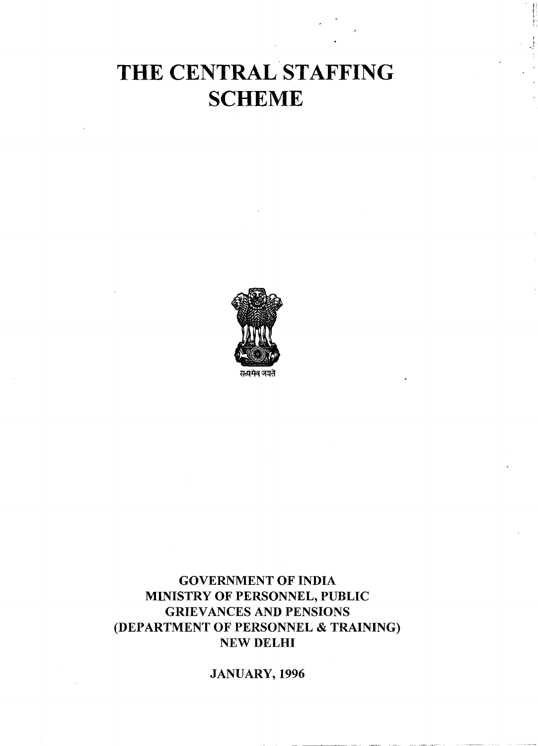# THE CENTRAL STAFFING SCHEME

सत्यमेव जयते

GOVERNMENT OF INDIA
MINISTRY OF PERSONNEL, PUBLIC GRIEVANCES AND PENSIONS
(DEPARTMENT OF PERSONNEL & TRAINING)
NEW DELHI

JANUARY, 1996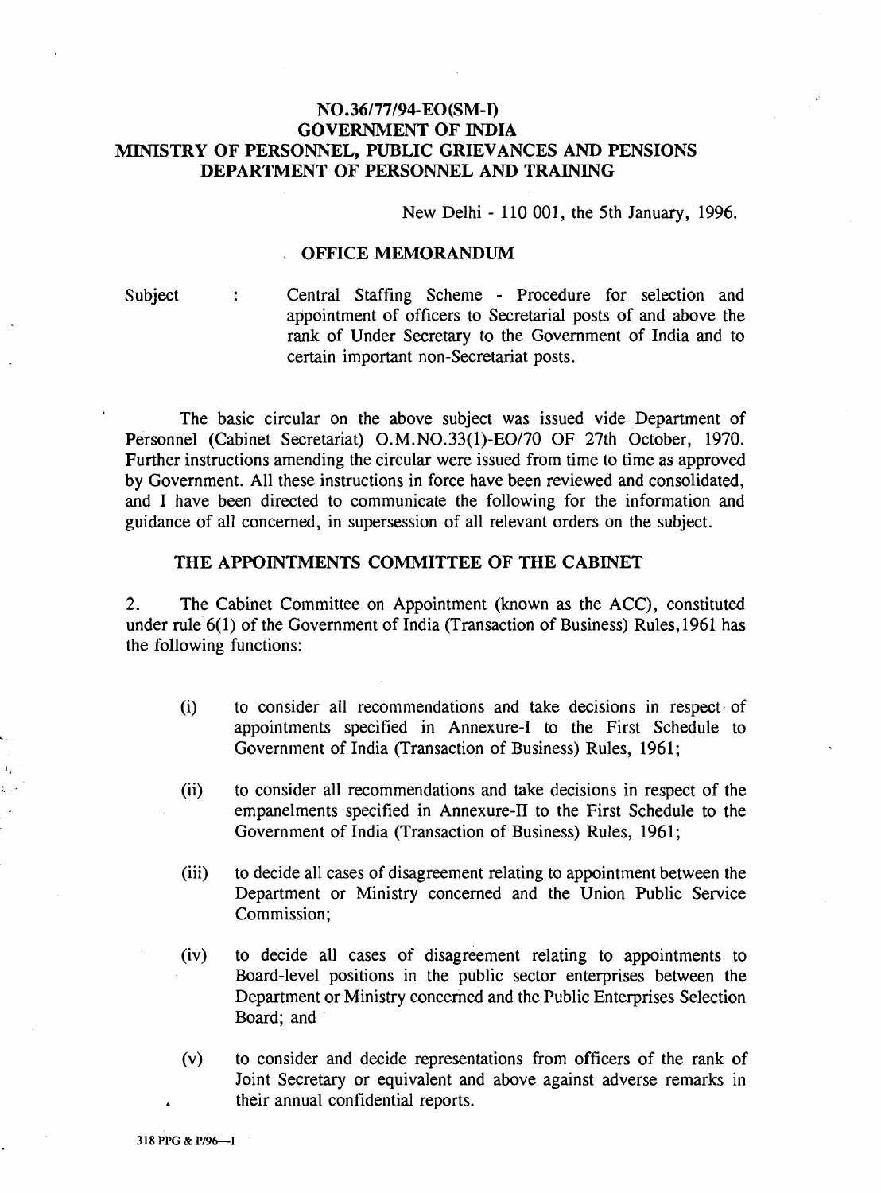**NO.36/77/94-EO(SM-I)**
**GOVERNMENT OF INDIA**
**MINISTRY OF PERSONNEL, PUBLIC GRIEVANCES AND PENSIONS**
**DEPARTMENT OF PERSONNEL AND TRAINING**

New Delhi - 110 001, the 5th January, 1996.

## OFFICE MEMORANDUM

Subject : Central Staffing Scheme - Procedure for selection and appointment of officers to Secretarial posts of and above the rank of Under Secretary to the Government of India and to certain important non-Secretariat posts.

The basic circular on the above subject was issued vide Department of Personnel (Cabinet Secretariat) O.M.NO.33(1)-EO/70 OF 27th October, 1970. Further instructions amending the circular were issued from time to time as approved by Government. All these instructions in force have been reviewed and consolidated, and I have been directed to communicate the following for the information and guidance of all concerned, in supersession of all relevant orders on the subject.

### THE APPOINTMENTS COMMITTEE OF THE CABINET

2. The Cabinet Committee on Appointment (known as the ACC), constituted under rule 6(1) of the Government of India (Transaction of Business) Rules,1961 has the following functions:

(i) to consider all recommendations and take decisions in respect of appointments specified in Annexure-I to the First Schedule to Government of India (Transaction of Business) Rules, 1961;

(ii) to consider all recommendations and take decisions in respect of the empanelments specified in Annexure-II to the First Schedule to the Government of India (Transaction of Business) Rules, 1961;

(iii) to decide all cases of disagreement relating to appointment between the Department or Ministry concerned and the Union Public Service Commission;

(iv) to decide all cases of disagreement relating to appointments to Board-level positions in the public sector enterprises between the Department or Ministry concerned and the Public Enterprises Selection Board; and

(v) to consider and decide representations from officers of the rank of Joint Secretary or equivalent and above against adverse remarks in their annual confidential reports.

318 PPG & P/96—1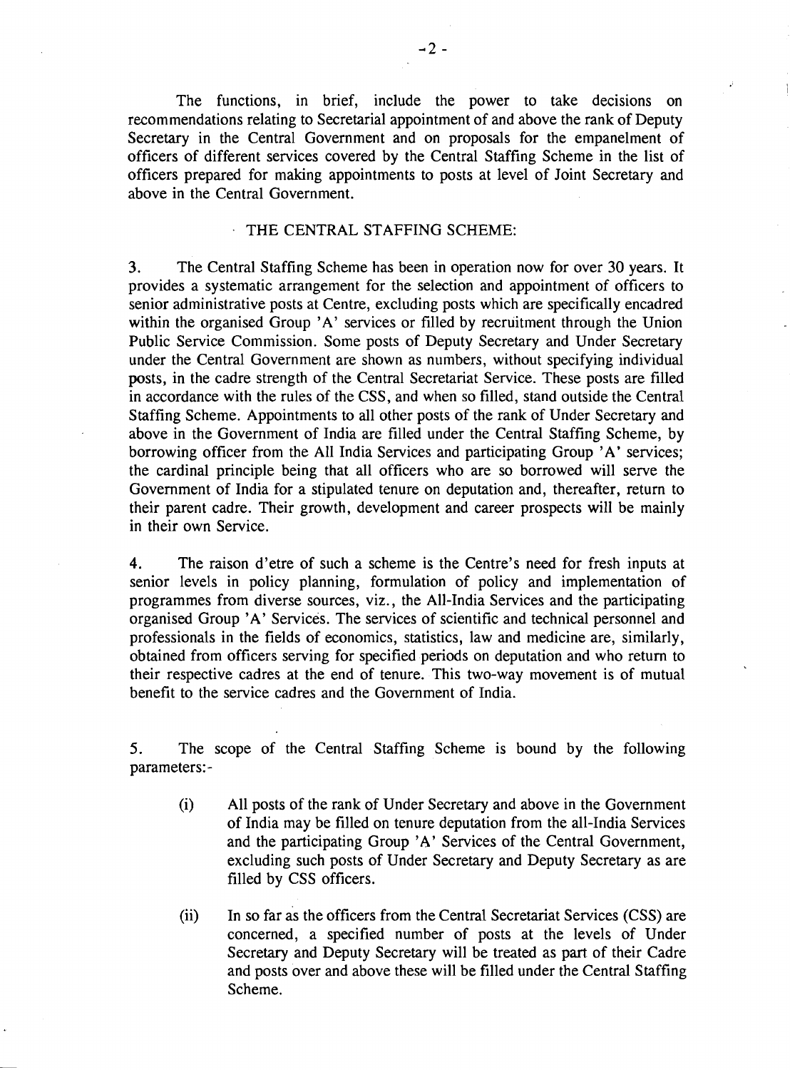The functions, in brief, include the power to take decisions on recommendations relating to Secretarial appointment of and above the rank of Deputy Secretary in the Central Government and on proposals for the empanelment of officers of different services covered by the Central Staffing Scheme in the list of officers prepared for making appointments to posts at level of Joint Secretary and above in the Central Government.

## THE CENTRAL STAFFING SCHEME:

3. The Central Staffing Scheme has been in operation now for over 30 years. It provides a systematic arrangement for the selection and appointment of officers to senior administrative posts at Centre, excluding posts which are specifically encadred within the organised Group 'A' services or filled by recruitment through the Union Public Service Commission. Some posts of Deputy Secretary and Under Secretary under the Central Government are shown as numbers, without specifying individual posts, in the cadre strength of the Central Secretariat Service. These posts are filled in accordance with the rules of the CSS, and when so filled, stand outside the Central Staffing Scheme. Appointments to all other posts of the rank of Under Secretary and above in the Government of India are filled under the Central Staffing Scheme, by borrowing officer from the All India Services and participating Group 'A' services; the cardinal principle being that all officers who are so borrowed will serve the Government of India for a stipulated tenure on deputation and, thereafter, return to their parent cadre. Their growth, development and career prospects will be mainly in their own Service.

4. The raison d'etre of such a scheme is the Centre's need for fresh inputs at senior levels in policy planning, formulation of policy and implementation of programmes from diverse sources, viz., the All-India Services and the participating organised Group 'A' Services. The services of scientific and technical personnel and professionals in the fields of economics, statistics, law and medicine are, similarly, obtained from officers serving for specified periods on deputation and who return to their respective cadres at the end of tenure. This two-way movement is of mutual benefit to the service cadres and the Government of India.

5. The scope of the Central Staffing Scheme is bound by the following parameters:-

(i) All posts of the rank of Under Secretary and above in the Government of India may be filled on tenure deputation from the all-India Services and the participating Group 'A' Services of the Central Government, excluding such posts of Under Secretary and Deputy Secretary as are filled by CSS officers.

(ii) In so far as the officers from the Central Secretariat Services (CSS) are concerned, a specified number of posts at the levels of Under Secretary and Deputy Secretary will be treated as part of their Cadre and posts over and above these will be filled under the Central Staffing Scheme.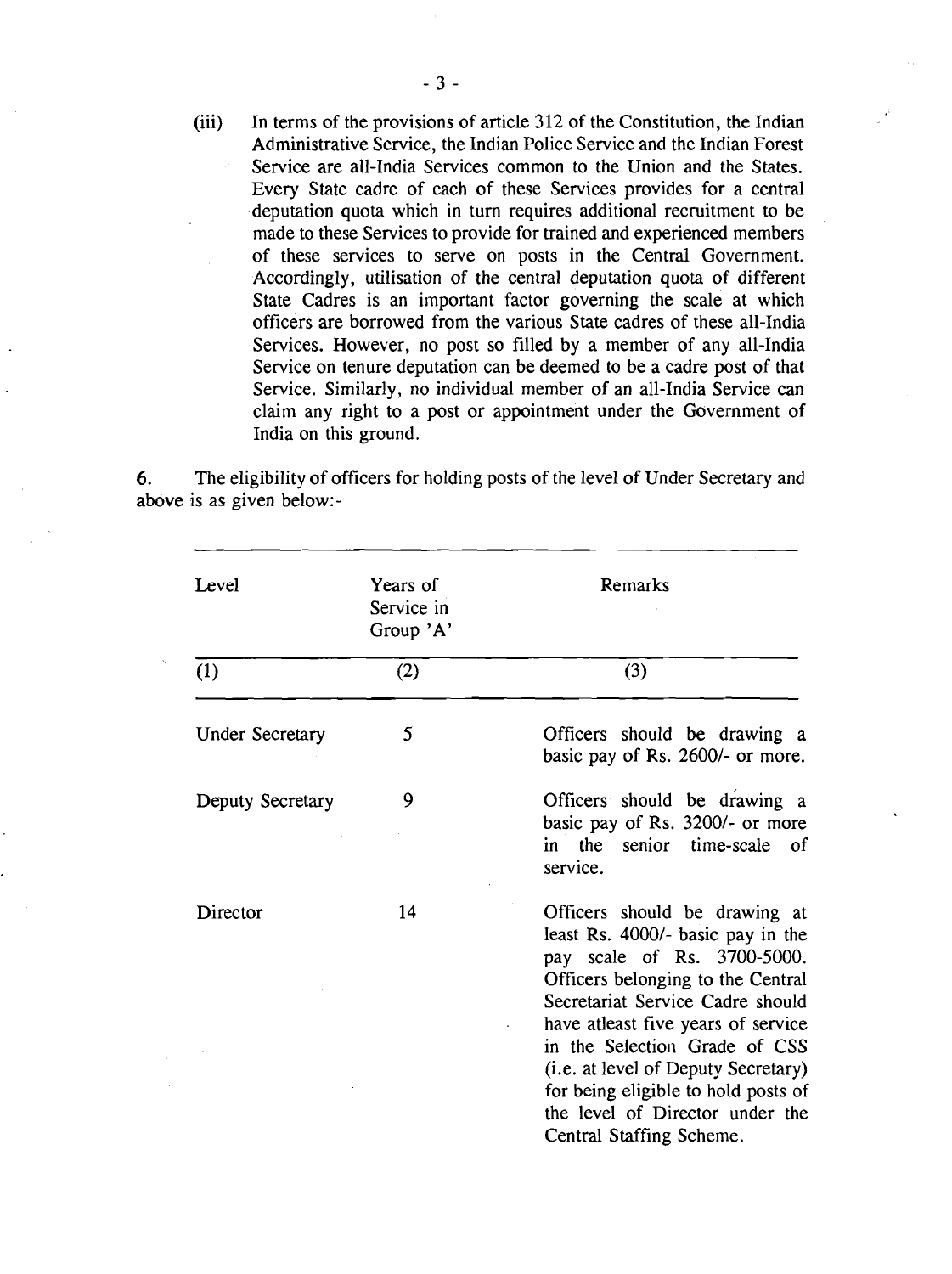(iii) In terms of the provisions of article 312 of the Constitution, the Indian Administrative Service, the Indian Police Service and the Indian Forest Service are all-India Services common to the Union and the States. Every State cadre of each of these Services provides for a central deputation quota which in turn requires additional recruitment to be made to these Services to provide for trained and experienced members of these services to serve on posts in the Central Government. Accordingly, utilisation of the central deputation quota of different State Cadres is an important factor governing the scale at which officers are borrowed from the various State cadres of these all-India Services. However, no post so filled by a member of any all-India Service on tenure deputation can be deemed to be a cadre post of that Service. Similarly, no individual member of an all-India Service can claim any right to a post or appointment under the Government of India on this ground.

6. The eligibility of officers for holding posts of the level of Under Secretary and above is as given below:-

| Level | Years of Service in Group 'A' | Remarks |
|---|---|---|
| (1) | (2) | (3) |
| Under Secretary | 5 | Officers should be drawing a basic pay of Rs. 2600/- or more. |
| Deputy Secretary | 9 | Officers should be drawing a basic pay of Rs. 3200/- or more in the senior time-scale of service. |
| Director | 14 | Officers should be drawing at least Rs. 4000/- basic pay in the pay scale of Rs. 3700-5000. Officers belonging to the Central Secretariat Service Cadre should have atleast five years of service in the Selection Grade of CSS (i.e. at level of Deputy Secretary) for being eligible to hold posts of the level of Director under the Central Staffing Scheme. |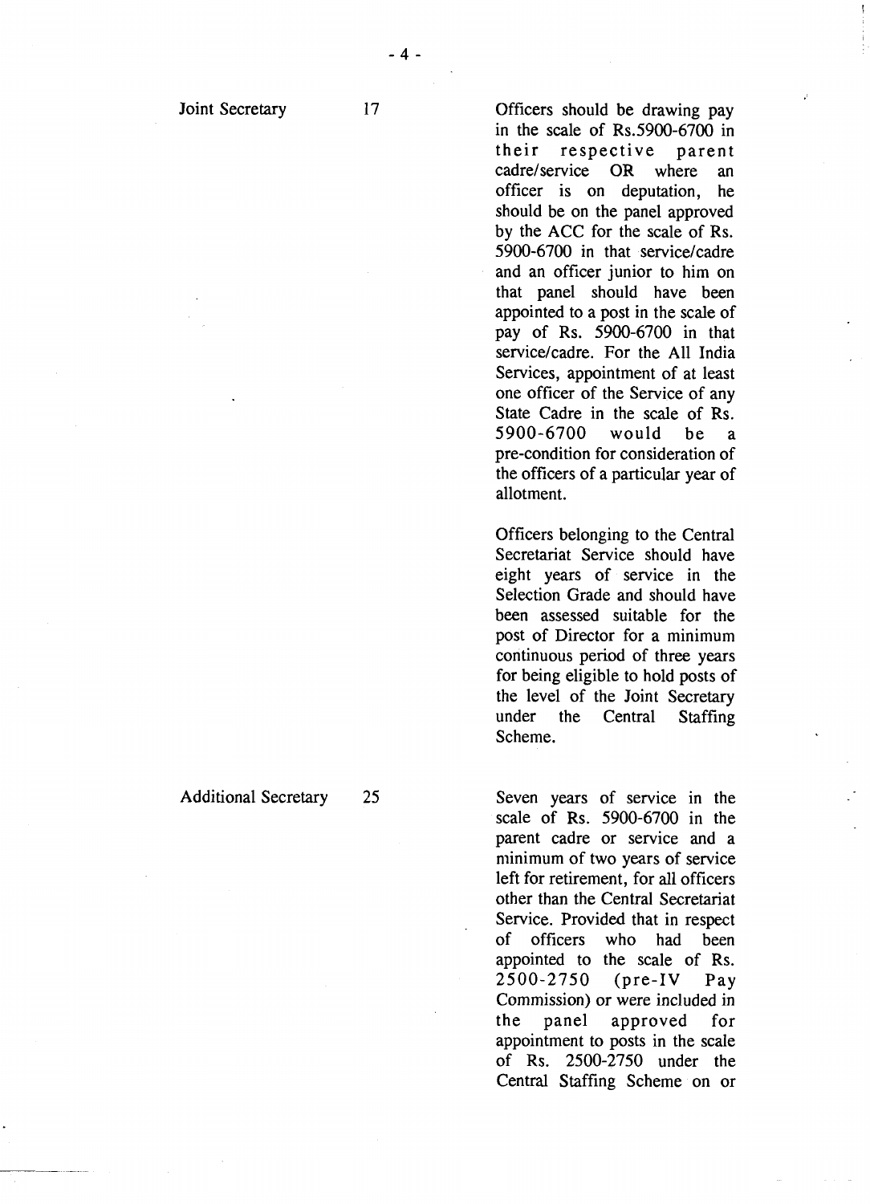| | | |
|---|---|---|
| Joint Secretary | 17 | Officers should be drawing pay in the scale of Rs.5900-6700 in their respective parent cadre/service OR where an officer is on deputation, he should be on the panel approved by the ACC for the scale of Rs. 5900-6700 in that service/cadre and an officer junior to him on that panel should have been appointed to a post in the scale of pay of Rs. 5900-6700 in that service/cadre. For the All India Services, appointment of at least one officer of the Service of any State Cadre in the scale of Rs. 5900-6700 would be a pre-condition for consideration of the officers of a particular year of allotment.<br><br>Officers belonging to the Central Secretariat Service should have eight years of service in the Selection Grade and should have been assessed suitable for the post of Director for a minimum continuous period of three years for being eligible to hold posts of the level of the Joint Secretary under the Central Staffing Scheme. |
| Additional Secretary | 25 | Seven years of service in the scale of Rs. 5900-6700 in the parent cadre or service and a minimum of two years of service left for retirement, for all officers other than the Central Secretariat Service. Provided that in respect of officers who had been appointed to the scale of Rs. 2500-2750 (pre-IV Pay Commission) or were included in the panel approved for appointment to posts in the scale of Rs. 2500-2750 under the Central Staffing Scheme on or |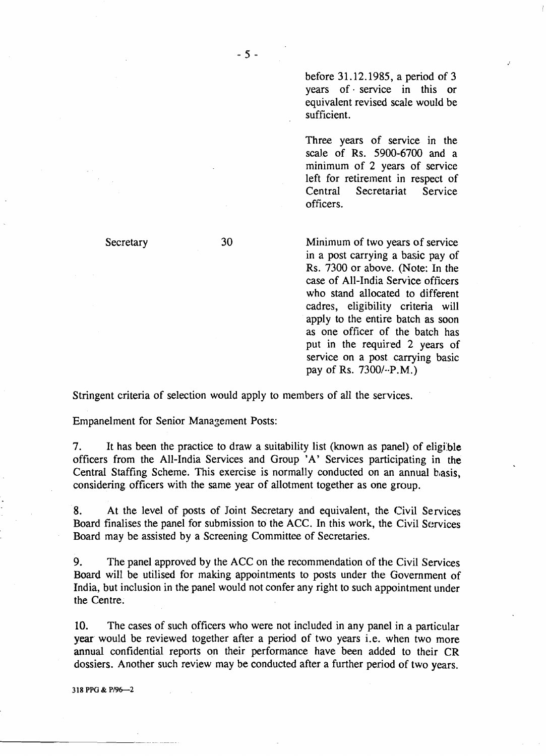| | | |
|---|---|---|
| | | before 31.12.1985, a period of 3 years of service in this or equivalent revised scale would be sufficient. |
| | | Three years of service in the scale of Rs. 5900-6700 and a minimum of 2 years of service left for retirement in respect of Central Secretariat Service officers. |
| Secretary | 30 | Minimum of two years of service in a post carrying a basic pay of Rs. 7300 or above. (Note: In the case of All-India Service officers who stand allocated to different cadres, eligibility criteria will apply to the entire batch as soon as one officer of the batch has put in the required 2 years of service on a post carrying basic pay of Rs. 7300/-P.M.) |

Stringent criteria of selection would apply to members of all the services.

Empanelment for Senior Management Posts:

7. It has been the practice to draw a suitability list (known as panel) of eligible officers from the All-India Services and Group 'A' Services participating in the Central Staffing Scheme. This exercise is normally conducted on an annual basis, considering officers with the same year of allotment together as one group.

8. At the level of posts of Joint Secretary and equivalent, the Civil Services Board finalises the panel for submission to the ACC. In this work, the Civil Services Board may be assisted by a Screening Committee of Secretaries.

9. The panel approved by the ACC on the recommendation of the Civil Services Board will be utilised for making appointments to posts under the Government of India, but inclusion in the panel would not confer any right to such appointment under the Centre.

10. The cases of such officers who were not included in any panel in a particular year would be reviewed together after a period of two years i.e. when two more annual confidential reports on their performance have been added to their CR dossiers. Another such review may be conducted after a further period of two years.

318 PPG & P/96—2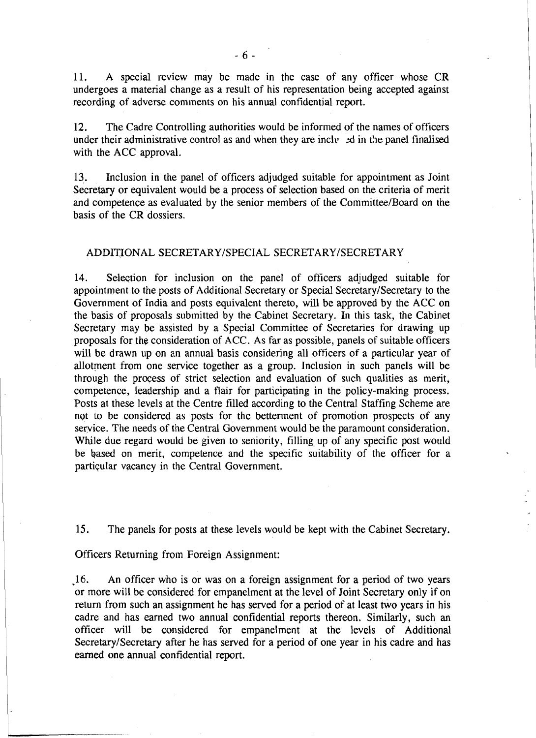11. A special review may be made in the case of any officer whose CR undergoes a material change as a result of his representation being accepted against recording of adverse comments on his annual confidential report.

12. The Cadre Controlling authorities would be informed of the names of officers under their administrative control as and when they are included in the panel finalised with the ACC approval.

13. Inclusion in the panel of officers adjudged suitable for appointment as Joint Secretary or equivalent would be a process of selection based on the criteria of merit and competence as evaluated by the senior members of the Committee/Board on the basis of the CR dossiers.

## ADDITIONAL SECRETARY/SPECIAL SECRETARY/SECRETARY

14. Selection for inclusion on the panel of officers adjudged suitable for appointment to the posts of Additional Secretary or Special Secretary/Secretary to the Government of India and posts equivalent thereto, will be approved by the ACC on the basis of proposals submitted by the Cabinet Secretary. In this task, the Cabinet Secretary may be assisted by a Special Committee of Secretaries for drawing up proposals for the consideration of ACC. As far as possible, panels of suitable officers will be drawn up on an annual basis considering all officers of a particular year of allotment from one service together as a group. Inclusion in such panels will be through the process of strict selection and evaluation of such qualities as merit, competence, leadership and a flair for participating in the policy-making process. Posts at these levels at the Centre filled according to the Central Staffing Scheme are not to be considered as posts for the betterment of promotion prospects of any service. The needs of the Central Government would be the paramount consideration. While due regard would be given to seniority, filling up of any specific post would be based on merit, competence and the specific suitability of the officer for a particular vacancy in the Central Government.

15. The panels for posts at these levels would be kept with the Cabinet Secretary.

Officers Returning from Foreign Assignment:

16. An officer who is or was on a foreign assignment for a period of two years or more will be considered for empanelment at the level of Joint Secretary only if on return from such an assignment he has served for a period of at least two years in his cadre and has earned two annual confidential reports thereon. Similarly, such an officer will be considered for empanelment at the levels of Additional Secretary/Secretary after he has served for a period of one year in his cadre and has earned one annual confidential report.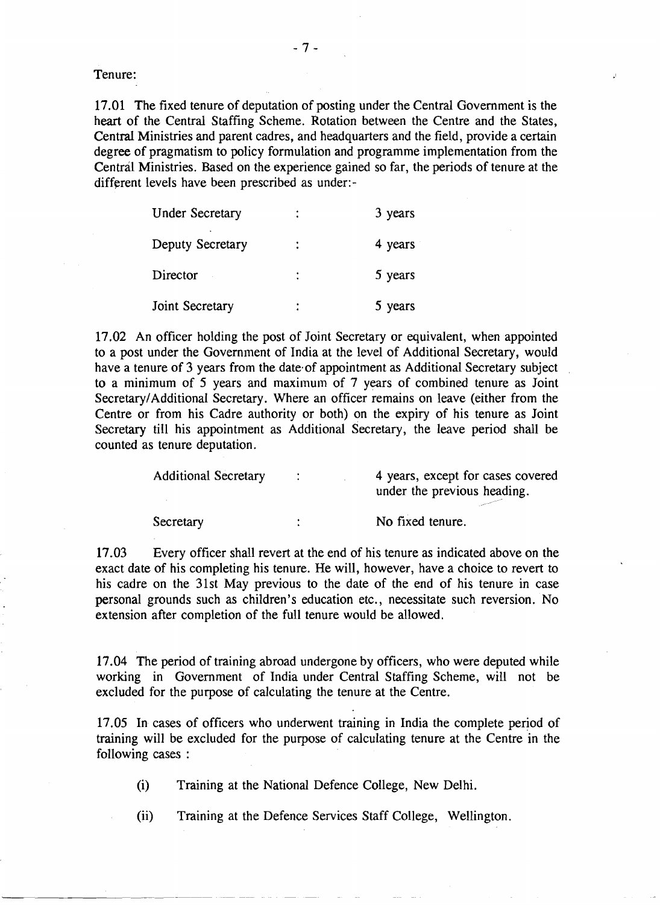Tenure:

17.01 The fixed tenure of deputation of posting under the Central Government is the heart of the Central Staffing Scheme. Rotation between the Centre and the States, Central Ministries and parent cadres, and headquarters and the field, provide a certain degree of pragmatism to policy formulation and programme implementation from the Central Ministries. Based on the experience gained so far, the periods of tenure at the different levels have been prescribed as under:-

| | | |
|---|---|---|
| Under Secretary | : | 3 years |
| Deputy Secretary | : | 4 years |
| Director | : | 5 years |
| Joint Secretary | : | 5 years |

17.02 An officer holding the post of Joint Secretary or equivalent, when appointed to a post under the Government of India at the level of Additional Secretary, would have a tenure of 3 years from the date of appointment as Additional Secretary subject to a minimum of 5 years and maximum of 7 years of combined tenure as Joint Secretary/Additional Secretary. Where an officer remains on leave (either from the Centre or from his Cadre authority or both) on the expiry of his tenure as Joint Secretary till his appointment as Additional Secretary, the leave period shall be counted as tenure deputation.

| | | |
|---|---|---|
| Additional Secretary | : | 4 years, except for cases covered under the previous heading. |
| Secretary | : | No fixed tenure. |

17.03 Every officer shall revert at the end of his tenure as indicated above on the exact date of his completing his tenure. He will, however, have a choice to revert to his cadre on the 31st May previous to the date of the end of his tenure in case personal grounds such as children's education etc., necessitate such reversion. No extension after completion of the full tenure would be allowed.

17.04 The period of training abroad undergone by officers, who were deputed while working in Government of India under Central Staffing Scheme, will not be excluded for the purpose of calculating the tenure at the Centre.

17.05 In cases of officers who underwent training in India the complete period of training will be excluded for the purpose of calculating tenure at the Centre in the following cases :

(i) Training at the National Defence College, New Delhi.

(ii) Training at the Defence Services Staff College, Wellington.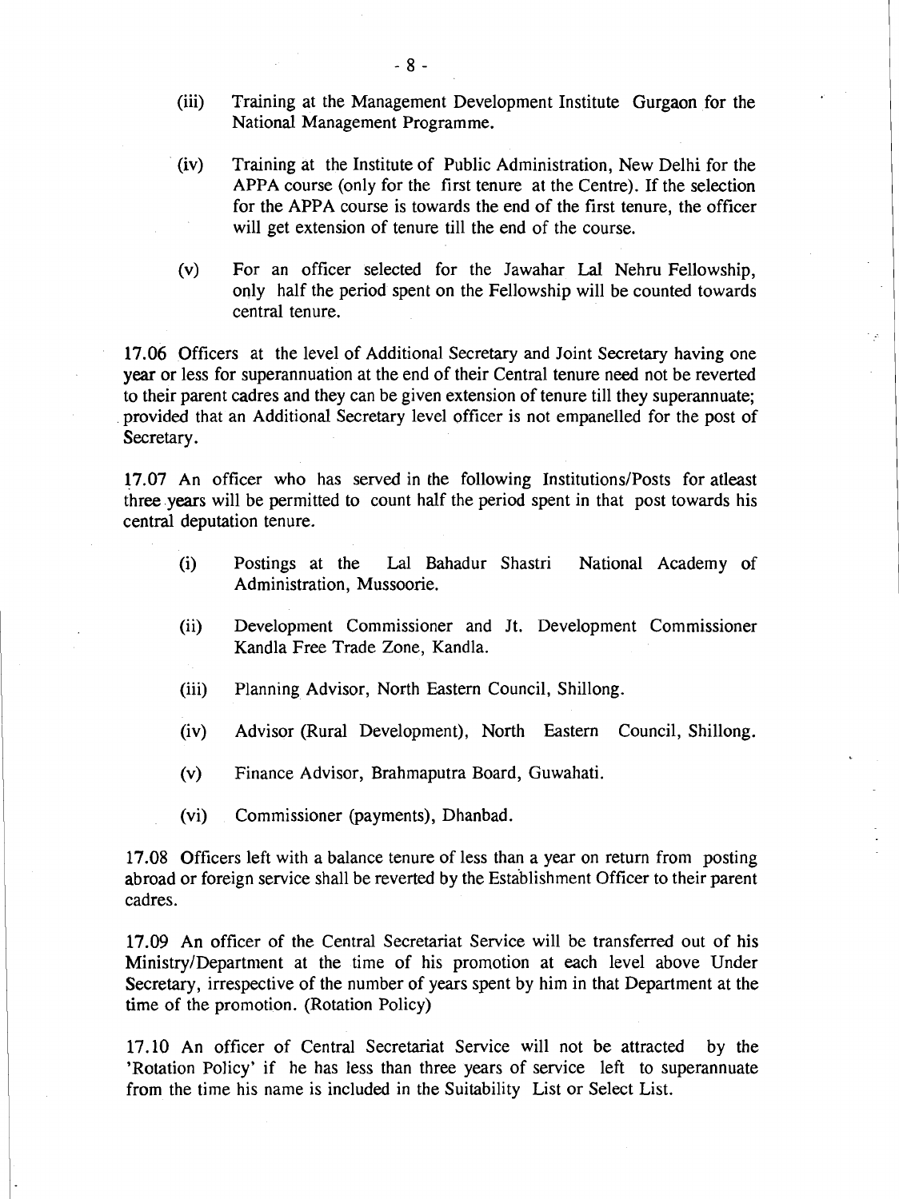(iii) Training at the Management Development Institute Gurgaon for the National Management Programme.

(iv) Training at the Institute of Public Administration, New Delhi for the APPA course (only for the first tenure at the Centre). If the selection for the APPA course is towards the end of the first tenure, the officer will get extension of tenure till the end of the course.

(v) For an officer selected for the Jawahar Lal Nehru Fellowship, only half the period spent on the Fellowship will be counted towards central tenure.

17.06 Officers at the level of Additional Secretary and Joint Secretary having one year or less for superannuation at the end of their Central tenure need not be reverted to their parent cadres and they can be given extension of tenure till they superannuate; provided that an Additional Secretary level officer is not empanelled for the post of Secretary.

17.07 An officer who has served in the following Institutions/Posts for atleast three years will be permitted to count half the period spent in that post towards his central deputation tenure.

(i) Postings at the Lal Bahadur Shastri National Academy of Administration, Mussoorie.

(ii) Development Commissioner and Jt. Development Commissioner Kandla Free Trade Zone, Kandla.

(iii) Planning Advisor, North Eastern Council, Shillong.

(iv) Advisor (Rural Development), North Eastern Council, Shillong.

(v) Finance Advisor, Brahmaputra Board, Guwahati.

(vi) Commissioner (payments), Dhanbad.

17.08 Officers left with a balance tenure of less than a year on return from posting abroad or foreign service shall be reverted by the Establishment Officer to their parent cadres.

17.09 An officer of the Central Secretariat Service will be transferred out of his Ministry/Department at the time of his promotion at each level above Under Secretary, irrespective of the number of years spent by him in that Department at the time of the promotion. (Rotation Policy)

17.10 An officer of Central Secretariat Service will not be attracted by the 'Rotation Policy' if he has less than three years of service left to superannuate from the time his name is included in the Suitability List or Select List.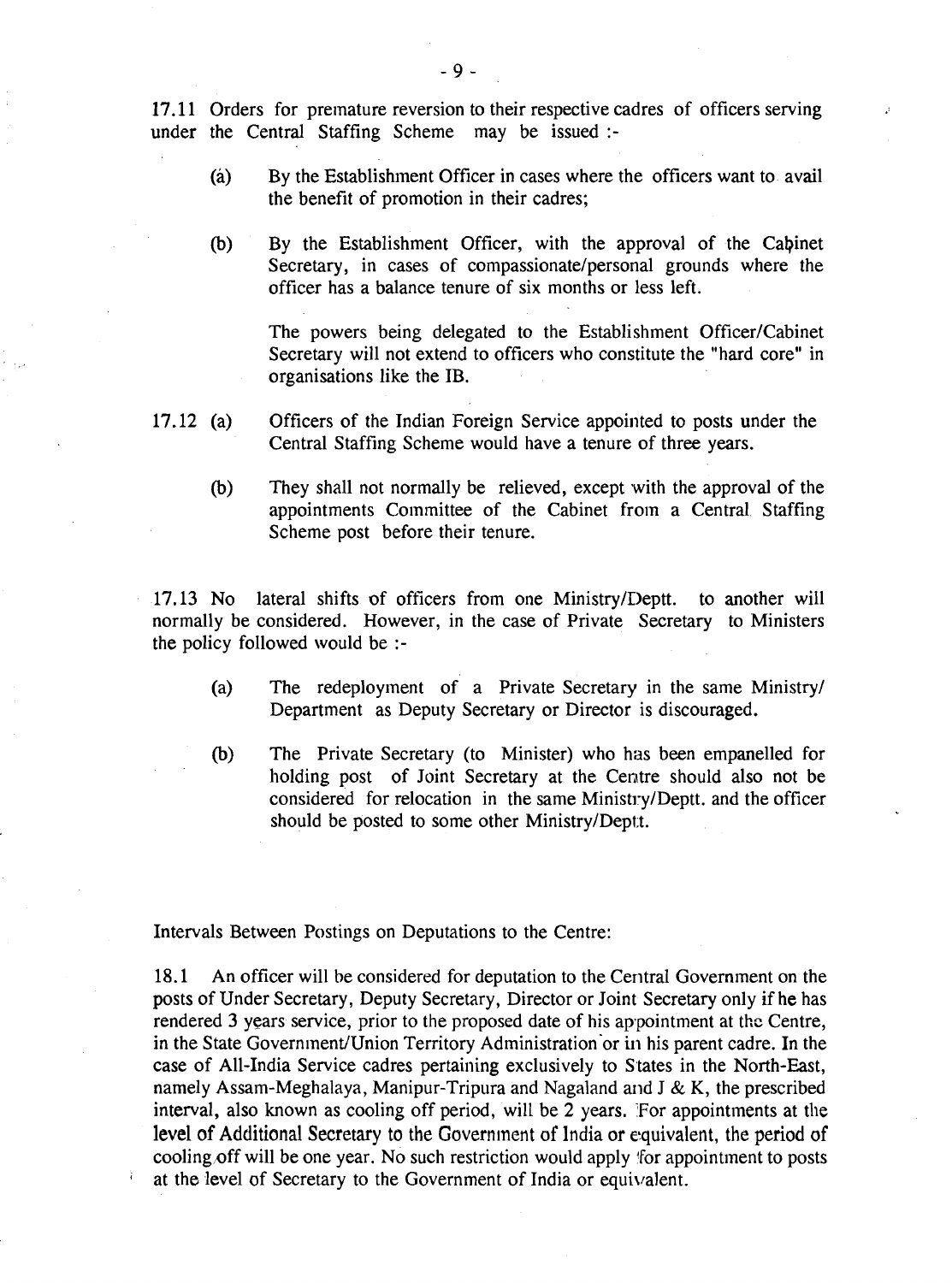17.11 Orders for premature reversion to their respective cadres of officers serving under the Central Staffing Scheme may be issued :-

(a) By the Establishment Officer in cases where the officers want to avail the benefit of promotion in their cadres;

(b) By the Establishment Officer, with the approval of the Cabinet Secretary, in cases of compassionate/personal grounds where the officer has a balance tenure of six months or less left.

The powers being delegated to the Establishment Officer/Cabinet Secretary will not extend to officers who constitute the "hard core" in organisations like the IB.

17.12 (a) Officers of the Indian Foreign Service appointed to posts under the Central Staffing Scheme would have a tenure of three years.

(b) They shall not normally be relieved, except with the approval of the appointments Committee of the Cabinet from a Central Staffing Scheme post before their tenure.

17.13 No lateral shifts of officers from one Ministry/Deptt. to another will normally be considered. However, in the case of Private Secretary to Ministers the policy followed would be :-

(a) The redeployment of a Private Secretary in the same Ministry/ Department as Deputy Secretary or Director is discouraged.

(b) The Private Secretary (to Minister) who has been empanelled for holding post of Joint Secretary at the Centre should also not be considered for relocation in the same Ministry/Deptt. and the officer should be posted to some other Ministry/Deptt.

Intervals Between Postings on Deputations to the Centre:

18.1 An officer will be considered for deputation to the Central Government on the posts of Under Secretary, Deputy Secretary, Director or Joint Secretary only if he has rendered 3 years service, prior to the proposed date of his appointment at the Centre, in the State Government/Union Territory Administration or in his parent cadre. In the case of All-India Service cadres pertaining exclusively to States in the North-East, namely Assam-Meghalaya, Manipur-Tripura and Nagaland and J & K, the prescribed interval, also known as cooling off period, will be 2 years. For appointments at the level of Additional Secretary to the Government of India or equivalent, the period of cooling off will be one year. No such restriction would apply for appointment to posts at the level of Secretary to the Government of India or equivalent.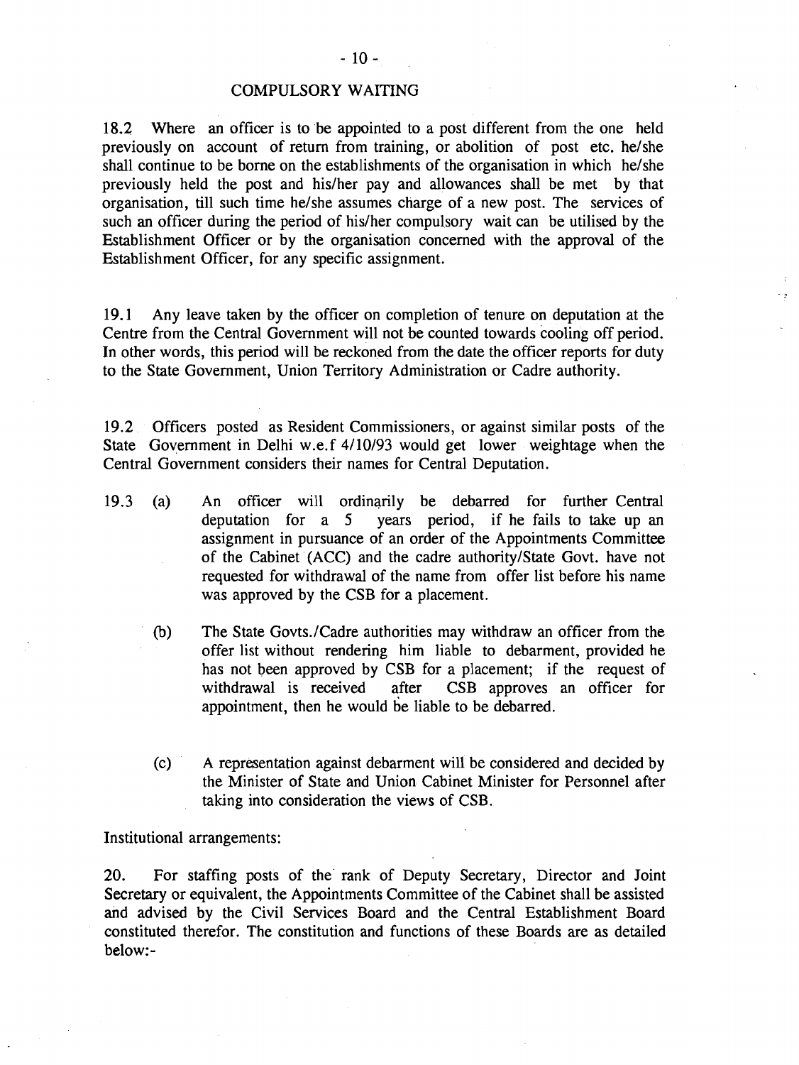## COMPULSORY WAITING

18.2 Where an officer is to be appointed to a post different from the one held previously on account of return from training, or abolition of post etc. he/she shall continue to be borne on the establishments of the organisation in which he/she previously held the post and his/her pay and allowances shall be met by that organisation, till such time he/she assumes charge of a new post. The services of such an officer during the period of his/her compulsory wait can be utilised by the Establishment Officer or by the organisation concerned with the approval of the Establishment Officer, for any specific assignment.

19.1 Any leave taken by the officer on completion of tenure on deputation at the Centre from the Central Government will not be counted towards cooling off period. In other words, this period will be reckoned from the date the officer reports for duty to the State Government, Union Territory Administration or Cadre authority.

19.2 Officers posted as Resident Commissioners, or against similar posts of the State Government in Delhi w.e.f 4/10/93 would get lower weightage when the Central Government considers their names for Central Deputation.

19.3 (a) An officer will ordinarily be debarred for further Central deputation for a 5 years period, if he fails to take up an assignment in pursuance of an order of the Appointments Committee of the Cabinet (ACC) and the cadre authority/State Govt. have not requested for withdrawal of the name from offer list before his name was approved by the CSB for a placement.

(b) The State Govts./Cadre authorities may withdraw an officer from the offer list without rendering him liable to debarment, provided he has not been approved by CSB for a placement; if the request of withdrawal is received after CSB approves an officer for appointment, then he would be liable to be debarred.

(c) A representation against debarment will be considered and decided by the Minister of State and Union Cabinet Minister for Personnel after taking into consideration the views of CSB.

Institutional arrangements:

20. For staffing posts of the rank of Deputy Secretary, Director and Joint Secretary or equivalent, the Appointments Committee of the Cabinet shall be assisted and advised by the Civil Services Board and the Central Establishment Board constituted therefor. The constitution and functions of these Boards are as detailed below:-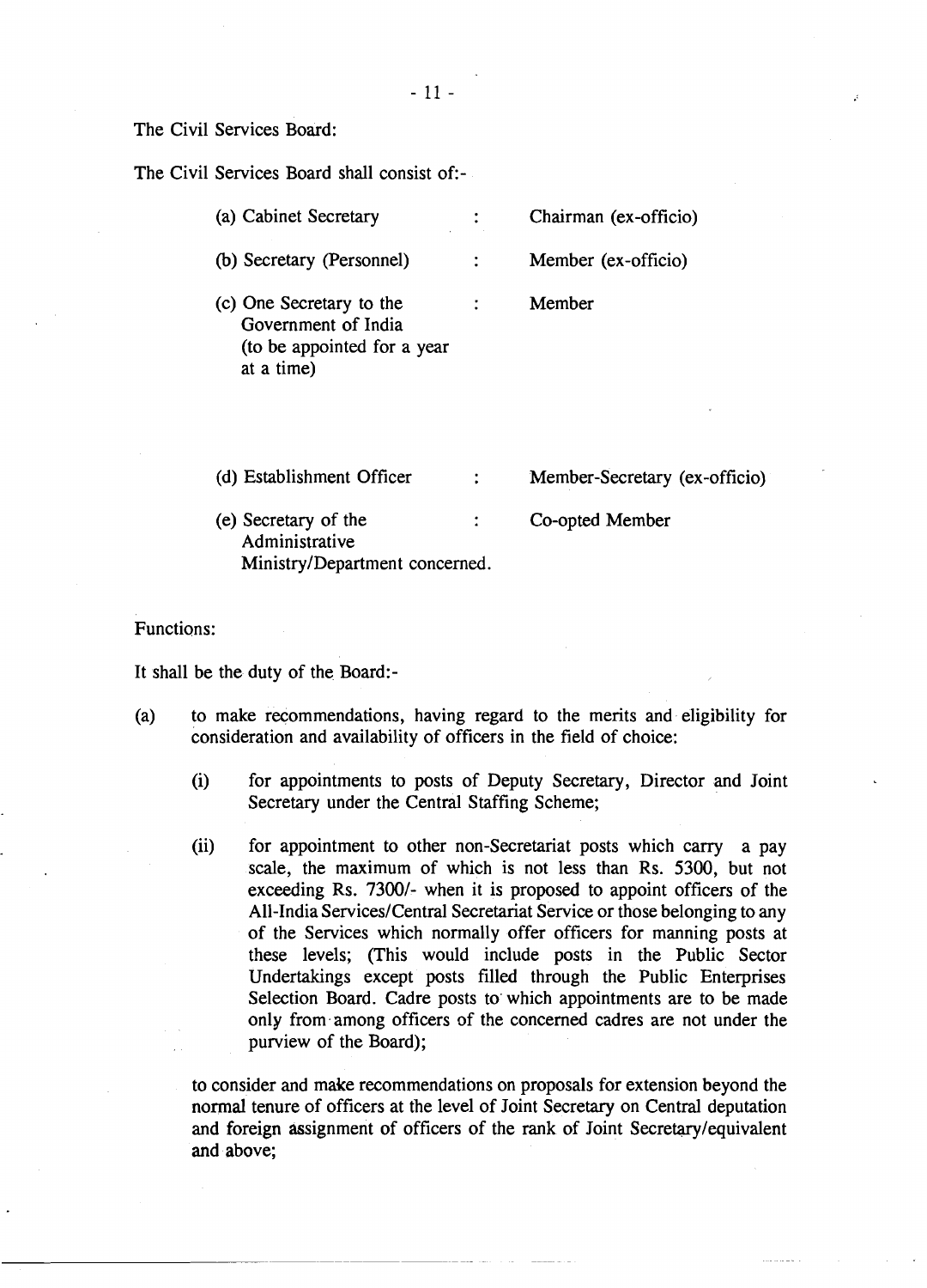The Civil Services Board:

The Civil Services Board shall consist of:-

| | | |
|---|---|---|
| (a) Cabinet Secretary | : | Chairman (ex-officio) |
| (b) Secretary (Personnel) | : | Member (ex-officio) |
| (c) One Secretary to the Government of India (to be appointed for a year at a time) | : | Member |
| (d) Establishment Officer | : | Member-Secretary (ex-officio) |
| (e) Secretary of the Administrative Ministry/Department concerned. | : | Co-opted Member |

Functions:

It shall be the duty of the Board:-

(a) to make recommendations, having regard to the merits and eligibility for consideration and availability of officers in the field of choice:

   (i) for appointments to posts of Deputy Secretary, Director and Joint Secretary under the Central Staffing Scheme;

   (ii) for appointment to other non-Secretariat posts which carry a pay scale, the maximum of which is not less than Rs. 5300, but not exceeding Rs. 7300/- when it is proposed to appoint officers of the All-India Services/Central Secretariat Service or those belonging to any of the Services which normally offer officers for manning posts at these levels; (This would include posts in the Public Sector Undertakings except posts filled through the Public Enterprises Selection Board. Cadre posts to which appointments are to be made only from among officers of the concerned cadres are not under the purview of the Board);

   to consider and make recommendations on proposals for extension beyond the normal tenure of officers at the level of Joint Secretary on Central deputation and foreign assignment of officers of the rank of Joint Secretary/equivalent and above;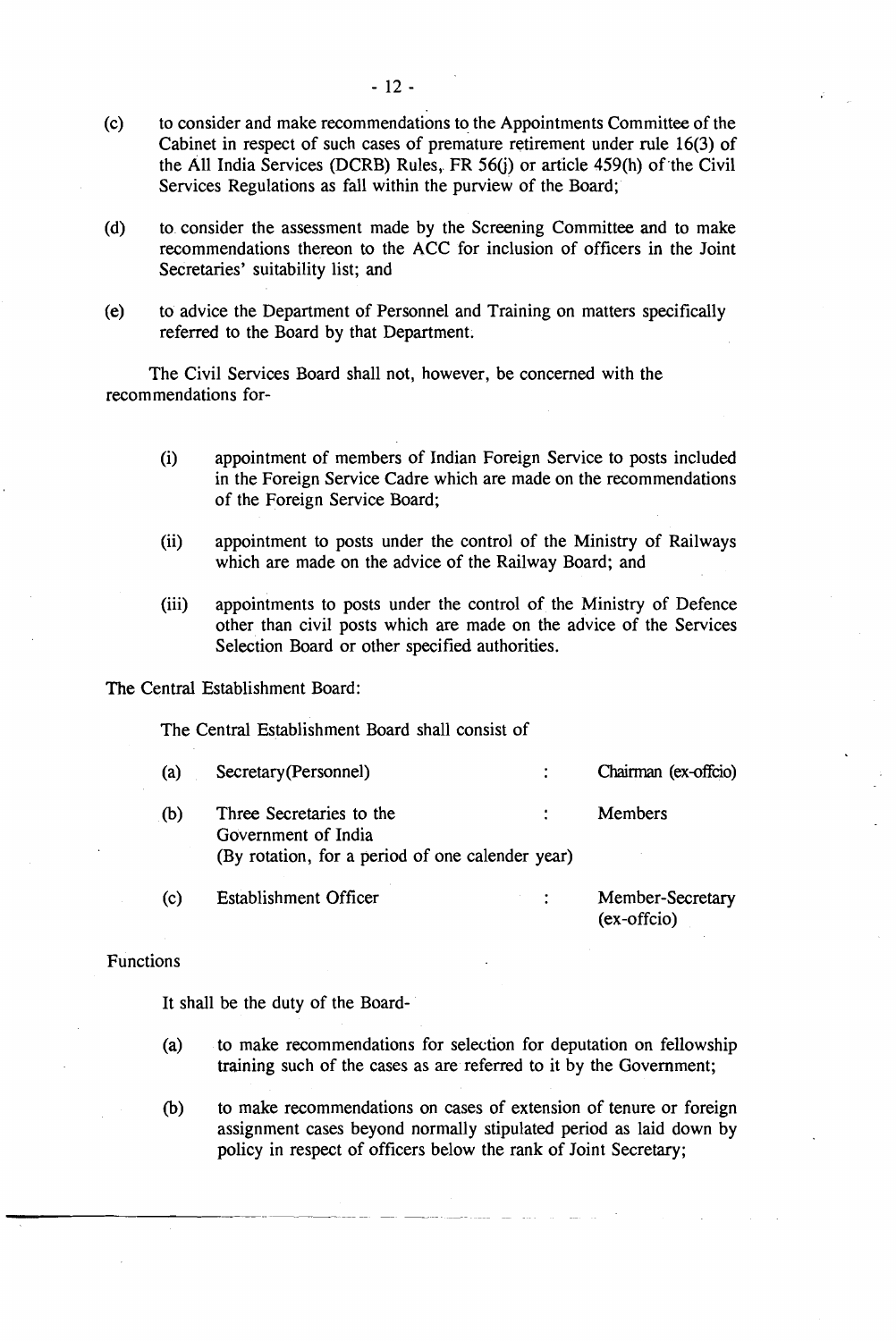(c) to consider and make recommendations to the Appointments Committee of the Cabinet in respect of such cases of premature retirement under rule 16(3) of the All India Services (DCRB) Rules, FR 56(j) or article 459(h) of the Civil Services Regulations as fall within the purview of the Board;

(d) to consider the assessment made by the Screening Committee and to make recommendations thereon to the ACC for inclusion of officers in the Joint Secretaries' suitability list; and

(e) to advice the Department of Personnel and Training on matters specifically referred to the Board by that Department.

The Civil Services Board shall not, however, be concerned with the recommendations for-

(i) appointment of members of Indian Foreign Service to posts included in the Foreign Service Cadre which are made on the recommendations of the Foreign Service Board;

(ii) appointment to posts under the control of the Ministry of Railways which are made on the advice of the Railway Board; and

(iii) appointments to posts under the control of the Ministry of Defence other than civil posts which are made on the advice of the Services Selection Board or other specified authorities.

The Central Establishment Board:

The Central Establishment Board shall consist of

| | | | |
|---|---|---|---|
| (a) | Secretary(Personnel) | : | Chairman (ex-offcio) |
| (b) | Three Secretaries to the Government of India (By rotation, for a period of one calender year) | : | Members |
| (c) | Establishment Officer | : | Member-Secretary (ex-offcio) |

Functions

It shall be the duty of the Board-

(a) to make recommendations for selection for deputation on fellowship training such of the cases as are referred to it by the Government;

(b) to make recommendations on cases of extension of tenure or foreign assignment cases beyond normally stipulated period as laid down by policy in respect of officers below the rank of Joint Secretary;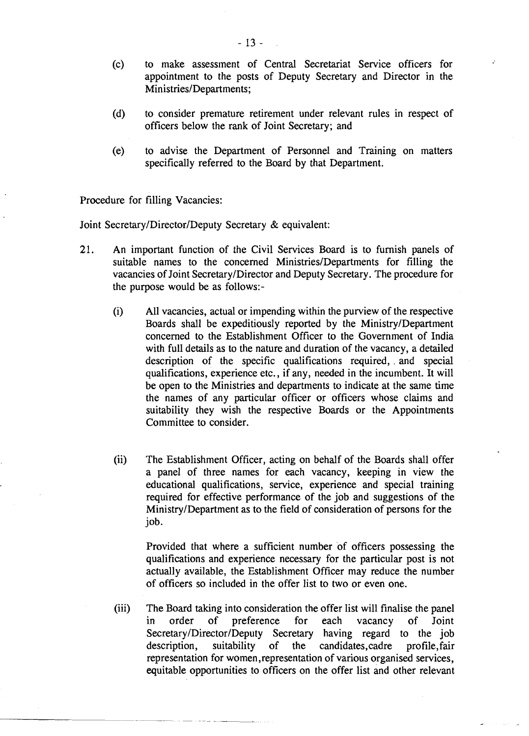(c) to make assessment of Central Secretariat Service officers for appointment to the posts of Deputy Secretary and Director in the Ministries/Departments;

(d) to consider premature retirement under relevant rules in respect of officers below the rank of Joint Secretary; and

(e) to advise the Department of Personnel and Training on matters specifically referred to the Board by that Department.

Procedure for filling Vacancies:

Joint Secretary/Director/Deputy Secretary & equivalent:

21. An important function of the Civil Services Board is to furnish panels of suitable names to the concerned Ministries/Departments for filling the vacancies of Joint Secretary/Director and Deputy Secretary. The procedure for the purpose would be as follows:-

   (i) All vacancies, actual or impending within the purview of the respective Boards shall be expeditiously reported by the Ministry/Department concerned to the Establishment Officer to the Government of India with full details as to the nature and duration of the vacancy, a detailed description of the specific qualifications required, and special qualifications, experience etc., if any, needed in the incumbent. It will be open to the Ministries and departments to indicate at the same time the names of any particular officer or officers whose claims and suitability they wish the respective Boards or the Appointments Committee to consider.

   (ii) The Establishment Officer, acting on behalf of the Boards shall offer a panel of three names for each vacancy, keeping in view the educational qualifications, service, experience and special training required for effective performance of the job and suggestions of the Ministry/Department as to the field of consideration of persons for the job.

   Provided that where a sufficient number of officers possessing the qualifications and experience necessary for the particular post is not actually available, the Establishment Officer may reduce the number of officers so included in the offer list to two or even one.

   (iii) The Board taking into consideration the offer list will finalise the panel in order of preference for each vacancy of Joint Secretary/Director/Deputy Secretary having regard to the job description, suitability of the candidates,cadre profile,fair representation for women,representation of various organised services, equitable opportunities to officers on the offer list and other relevant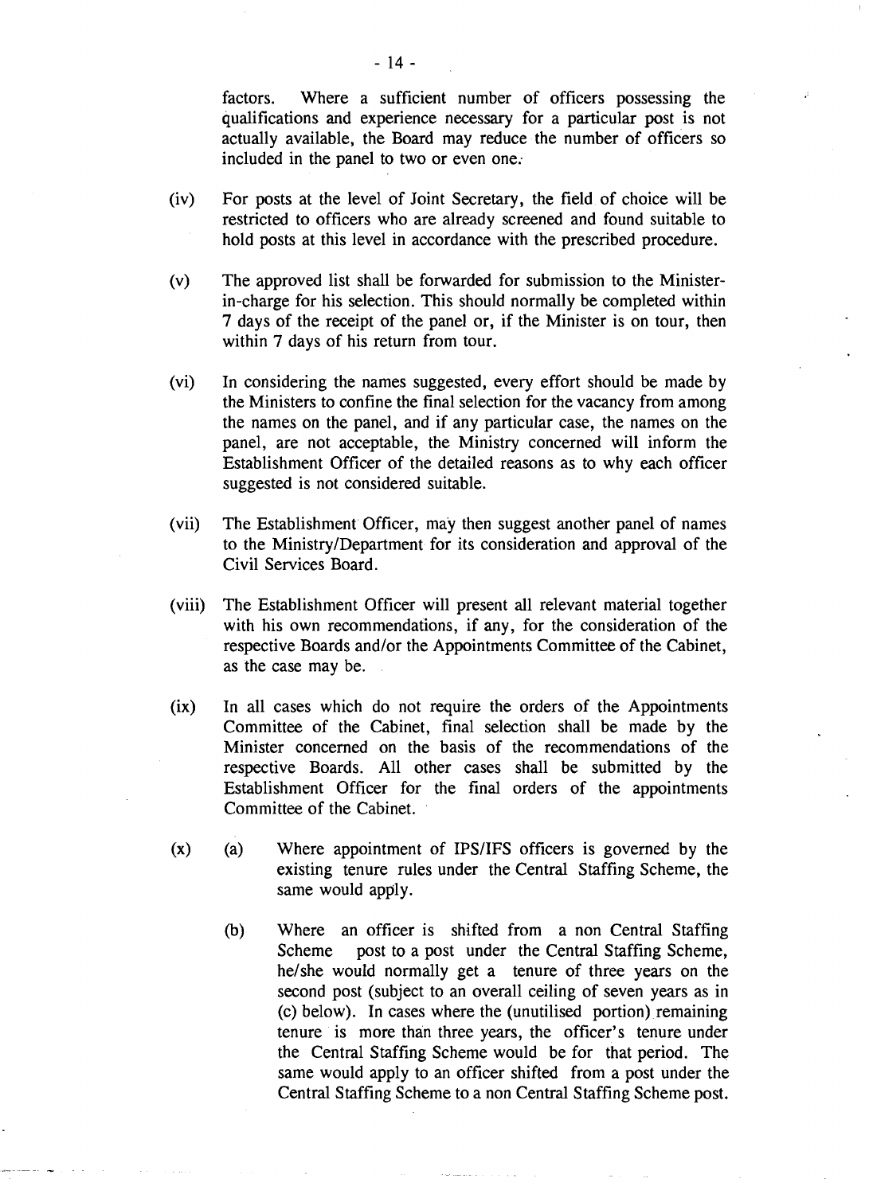factors. Where a sufficient number of officers possessing the qualifications and experience necessary for a particular post is not actually available, the Board may reduce the number of officers so included in the panel to two or even one.

(iv) For posts at the level of Joint Secretary, the field of choice will be restricted to officers who are already screened and found suitable to hold posts at this level in accordance with the prescribed procedure.

(v) The approved list shall be forwarded for submission to the Minister-in-charge for his selection. This should normally be completed within 7 days of the receipt of the panel or, if the Minister is on tour, then within 7 days of his return from tour.

(vi) In considering the names suggested, every effort should be made by the Ministers to confine the final selection for the vacancy from among the names on the panel, and if any particular case, the names on the panel, are not acceptable, the Ministry concerned will inform the Establishment Officer of the detailed reasons as to why each officer suggested is not considered suitable.

(vii) The Establishment Officer, may then suggest another panel of names to the Ministry/Department for its consideration and approval of the Civil Services Board.

(viii) The Establishment Officer will present all relevant material together with his own recommendations, if any, for the consideration of the respective Boards and/or the Appointments Committee of the Cabinet, as the case may be.

(ix) In all cases which do not require the orders of the Appointments Committee of the Cabinet, final selection shall be made by the Minister concerned on the basis of the recommendations of the respective Boards. All other cases shall be submitted by the Establishment Officer for the final orders of the appointments Committee of the Cabinet.

(x) (a) Where appointment of IPS/IFS officers is governed by the existing tenure rules under the Central Staffing Scheme, the same would apply.

(b) Where an officer is shifted from a non Central Staffing Scheme post to a post under the Central Staffing Scheme, he/she would normally get a tenure of three years on the second post (subject to an overall ceiling of seven years as in (c) below). In cases where the (unutilised portion) remaining tenure is more than three years, the officer's tenure under the Central Staffing Scheme would be for that period. The same would apply to an officer shifted from a post under the Central Staffing Scheme to a non Central Staffing Scheme post.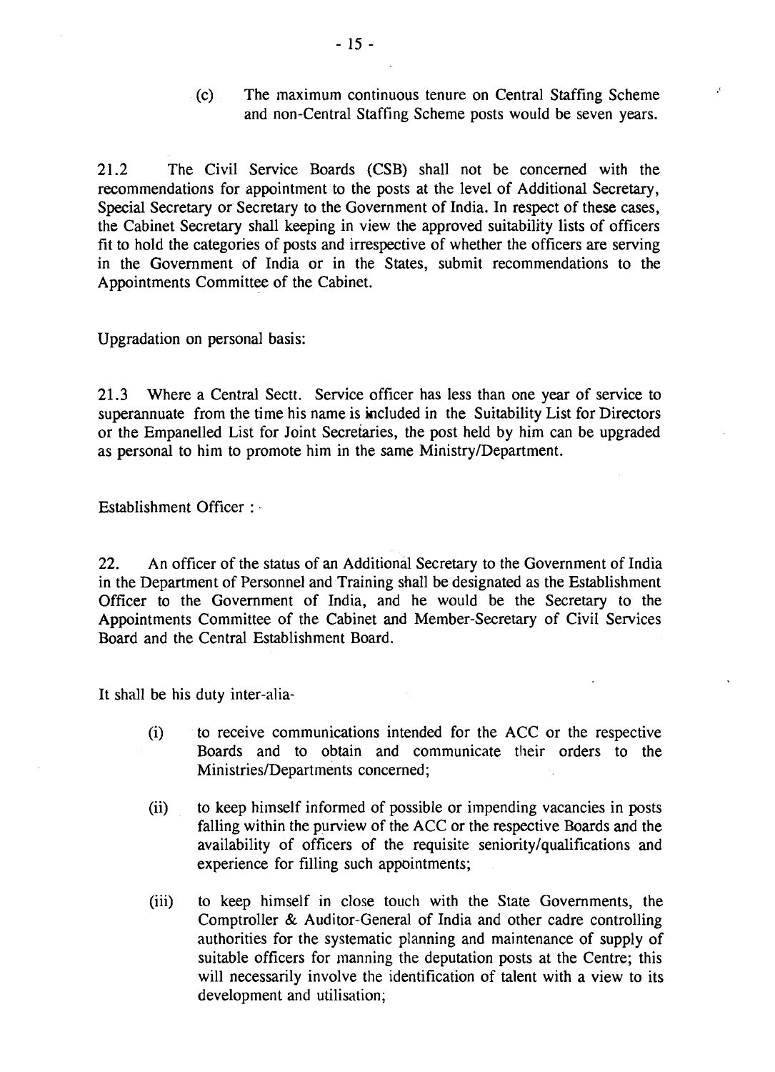(c) The maximum continuous tenure on Central Staffing Scheme and non-Central Staffing Scheme posts would be seven years.

21.2 The Civil Service Boards (CSB) shall not be concerned with the recommendations for appointment to the posts at the level of Additional Secretary, Special Secretary or Secretary to the Government of India. In respect of these cases, the Cabinet Secretary shall keeping in view the approved suitability lists of officers fit to hold the categories of posts and irrespective of whether the officers are serving in the Government of India or in the States, submit recommendations to the Appointments Committee of the Cabinet.

Upgradation on personal basis:

21.3 Where a Central Sectt. Service officer has less than one year of service to superannuate from the time his name is included in the Suitability List for Directors or the Empanelled List for Joint Secretaries, the post held by him can be upgraded as personal to him to promote him in the same Ministry/Department.

Establishment Officer :

22. An officer of the status of an Additional Secretary to the Government of India in the Department of Personnel and Training shall be designated as the Establishment Officer to the Government of India, and he would be the Secretary to the Appointments Committee of the Cabinet and Member-Secretary of Civil Services Board and the Central Establishment Board.

It shall be his duty inter-alia-

(i) to receive communications intended for the ACC or the respective Boards and to obtain and communicate their orders to the Ministries/Departments concerned;

(ii) to keep himself informed of possible or impending vacancies in posts falling within the purview of the ACC or the respective Boards and the availability of officers of the requisite seniority/qualifications and experience for filling such appointments;

(iii) to keep himself in close touch with the State Governments, the Comptroller & Auditor-General of India and other cadre controlling authorities for the systematic planning and maintenance of supply of suitable officers for manning the deputation posts at the Centre; this will necessarily involve the identification of talent with a view to its development and utilisation;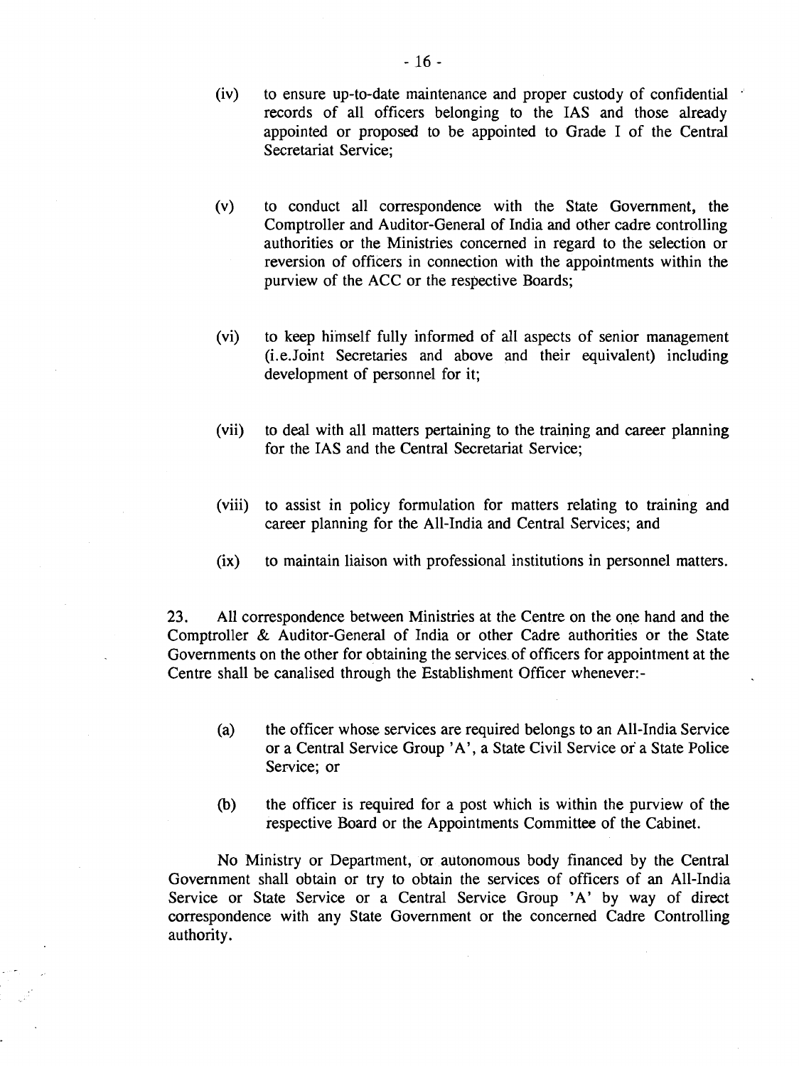(iv) to ensure up-to-date maintenance and proper custody of confidential records of all officers belonging to the IAS and those already appointed or proposed to be appointed to Grade I of the Central Secretariat Service;

(v) to conduct all correspondence with the State Government, the Comptroller and Auditor-General of India and other cadre controlling authorities or the Ministries concerned in regard to the selection or reversion of officers in connection with the appointments within the purview of the ACC or the respective Boards;

(vi) to keep himself fully informed of all aspects of senior management (i.e.Joint Secretaries and above and their equivalent) including development of personnel for it;

(vii) to deal with all matters pertaining to the training and career planning for the IAS and the Central Secretariat Service;

(viii) to assist in policy formulation for matters relating to training and career planning for the All-India and Central Services; and

(ix) to maintain liaison with professional institutions in personnel matters.

23. All correspondence between Ministries at the Centre on the one hand and the Comptroller & Auditor-General of India or other Cadre authorities or the State Governments on the other for obtaining the services of officers for appointment at the Centre shall be canalised through the Establishment Officer whenever:-

(a) the officer whose services are required belongs to an All-India Service or a Central Service Group 'A', a State Civil Service or a State Police Service; or

(b) the officer is required for a post which is within the purview of the respective Board or the Appointments Committee of the Cabinet.

No Ministry or Department, or autonomous body financed by the Central Government shall obtain or try to obtain the services of officers of an All-India Service or State Service or a Central Service Group 'A' by way of direct correspondence with any State Government or the concerned Cadre Controlling authority.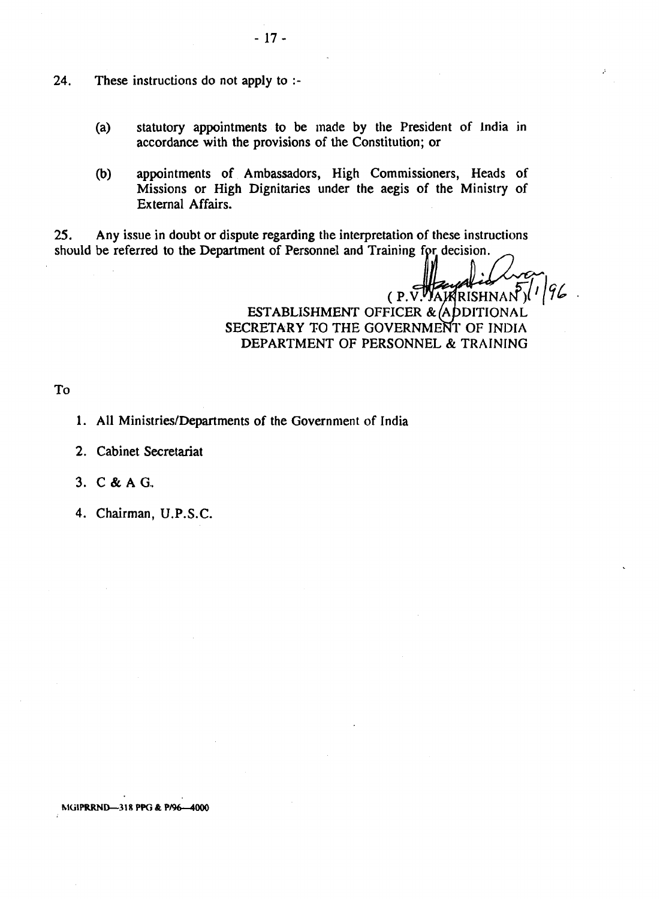24. These instructions do not apply to :-

   (a) statutory appointments to be made by the President of India in accordance with the provisions of the Constitution; or

   (b) appointments of Ambassadors, High Commissioners, Heads of Missions or High Dignitaries under the aegis of the Ministry of External Affairs.

25. Any issue in doubt or dispute regarding the interpretation of these instructions should be referred to the Department of Personnel and Training for decision.

5/1/96

( P.V. JAIKRISHNAN )
ESTABLISHMENT OFFICER & ADDITIONAL SECRETARY TO THE GOVERNMENT OF INDIA
DEPARTMENT OF PERSONNEL & TRAINING

To

1. All Ministries/Departments of the Government of India
2. Cabinet Secretariat
3. C & A G.
4. Chairman, U.P.S.C.

MGIPRRND—318 PPG & P/96—4000